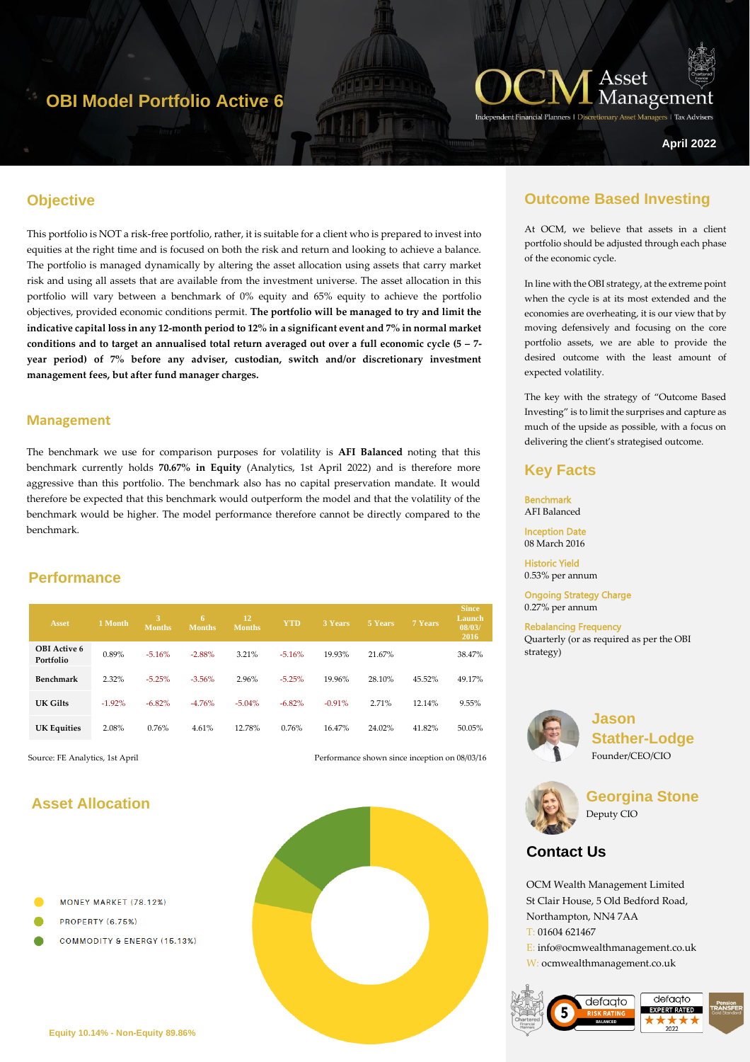# OBI Model Portfolio Active 6

OCM Asset Management

Independent Financial Planners | Discretionary Asset Managers | Tax Advisers

April 2022

## Objective

This portfolio is NOT a risk-free portfolio, rather, it is suitable for a client who is prepared to invest into equities at the right time and is focused on both the risk and return and looking to achieve a balance. The portfolio is managed dynamically by altering the asset allocation using assets that carry market risk and using all assets that are available from the investment universe. The asset allocation in this portfolio will vary between a benchmark of 0% equity and 65% equity to achieve the portfolio objectives, provided economic conditions permit. **The portfolio will be managed to try and limit the indicative capital loss in any 12-month period to 12% in a significant event and 7% in normal market conditions and to target an annualised total return averaged out over a full economic cycle (5 – 7-year period) of 7% before any adviser, custodian, switch and/or discretionary investment management fees, but after fund manager charges.**

## Management

The benchmark we use for comparison purposes for volatility is **AFI Balanced** noting that this benchmark currently holds **70.67% in Equity** (Analytics, 1st April 2022) and is therefore more aggressive than this portfolio. The benchmark also has no capital preservation mandate. It would therefore be expected that this benchmark would outperform the model and that the volatility of the benchmark would be higher. The model performance therefore cannot be directly compared to the benchmark.

## Performance

| Asset | 1 Month | 3 Months | 6 Months | 12 Months | YTD | 3 Years | 5 Years | 7 Years | Since Launch 08/03/2016 |
|---|---|---|---|---|---|---|---|---|---|
| OBI Active 6 Portfolio | 0.89% | -5.16% | -2.88% | 3.21% | -5.16% | 19.93% | 21.67% | | 38.47% |
| Benchmark | 2.32% | -5.25% | -3.56% | 2.96% | -5.25% | 19.96% | 28.10% | 45.52% | 49.17% |
| UK Gilts | -1.92% | -6.82% | -4.76% | -5.04% | -6.82% | -0.91% | 2.71% | 12.14% | 9.55% |
| UK Equities | 2.08% | 0.76% | 4.61% | 12.78% | 0.76% | 16.47% | 24.02% | 41.82% | 50.05% |

Source: FE Analytics, 1st April

Performance shown since inception on 08/03/16

## Asset Allocation

- MONEY MARKET (78.12%)
- PROPERTY (6.75%)
- COMMODITY & ENERGY (15.13%)

Equity 10.14% - Non-Equity 89.86%

## Outcome Based Investing

At OCM, we believe that assets in a client portfolio should be adjusted through each phase of the economic cycle.

In line with the OBI strategy, at the extreme point when the cycle is at its most extended and the economies are overheating, it is our view that by moving defensively and focusing on the core portfolio assets, we are able to provide the desired outcome with the least amount of expected volatility.

The key with the strategy of "Outcome Based Investing" is to limit the surprises and capture as much of the upside as possible, with a focus on delivering the client's strategised outcome.

## Key Facts

**Benchmark**
AFI Balanced

**Inception Date**
08 March 2016

**Historic Yield**
0.53% per annum

**Ongoing Strategy Charge**
0.27% per annum

**Rebalancing Frequency**
Quarterly (or as required as per the OBI strategy)

**Jason Stather-Lodge**
Founder/CEO/CIO

**Georgina Stone**
Deputy CIO

## Contact Us

OCM Wealth Management Limited
St Clair House, 5 Old Bedford Road,
Northampton, NN4 7AA
T: 01604 621467
E: info@ocmwealthmanagement.co.uk
W: ocmwealthmanagement.co.uk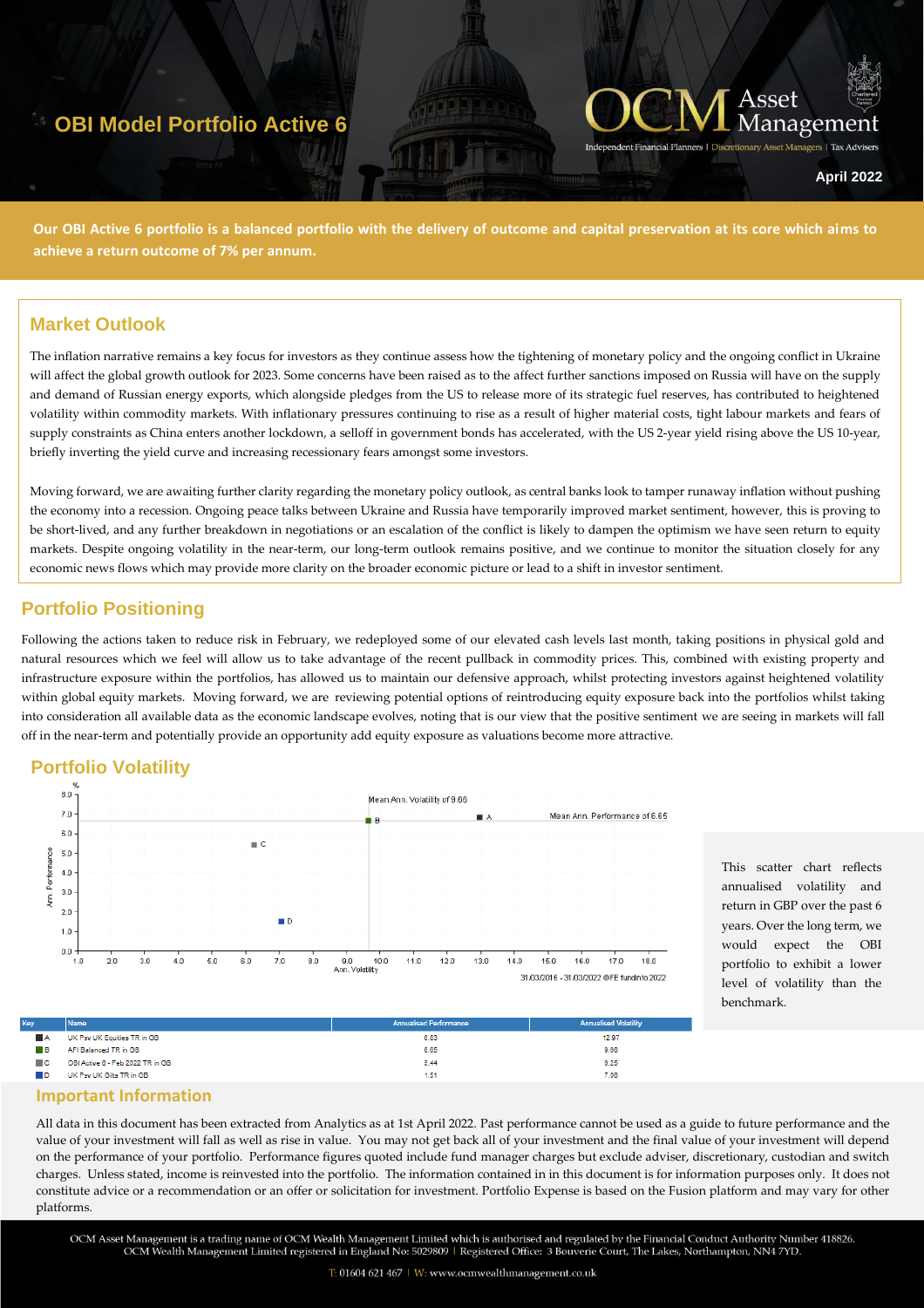# OBI Model Portfolio Active 6

OCM Asset Management

Independent Financial Planners | Discretionary Asset Managers | Tax Advisers

April 2022

**Our OBI Active 6 portfolio is a balanced portfolio with the delivery of outcome and capital preservation at its core which aims to achieve a return outcome of 7% per annum.**

## Market Outlook

The inflation narrative remains a key focus for investors as they continue assess how the tightening of monetary policy and the ongoing conflict in Ukraine will affect the global growth outlook for 2023. Some concerns have been raised as to the affect further sanctions imposed on Russia will have on the supply and demand of Russian energy exports, which alongside pledges from the US to release more of its strategic fuel reserves, has contributed to heightened volatility within commodity markets. With inflationary pressures continuing to rise as a result of higher material costs, tight labour markets and fears of supply constraints as China enters another lockdown, a selloff in government bonds has accelerated, with the US 2-year yield rising above the US 10-year, briefly inverting the yield curve and increasing recessionary fears amongst some investors.

Moving forward, we are awaiting further clarity regarding the monetary policy outlook, as central banks look to tamper runaway inflation without pushing the economy into a recession. Ongoing peace talks between Ukraine and Russia have temporarily improved market sentiment, however, this is proving to be short-lived, and any further breakdown in negotiations or an escalation of the conflict is likely to dampen the optimism we have seen return to equity markets. Despite ongoing volatility in the near-term, our long-term outlook remains positive, and we continue to monitor the situation closely for any economic news flows which may provide more clarity on the broader economic picture or lead to a shift in investor sentiment.

## Portfolio Positioning

Following the actions taken to reduce risk in February, we redeployed some of our elevated cash levels last month, taking positions in physical gold and natural resources which we feel will allow us to take advantage of the recent pullback in commodity prices. This, combined with existing property and infrastructure exposure within the portfolios, has allowed us to maintain our defensive approach, whilst protecting investors against heightened volatility within global equity markets. Moving forward, we are reviewing potential options of reintroducing equity exposure back into the portfolios whilst taking into consideration all available data as the economic landscape evolves, noting that is our view that the positive sentiment we are seeing in markets will fall off in the near-term and potentially provide an opportunity add equity exposure as valuations become more attractive.

## Portfolio Volatility

%

Mean Ann. Volatility of 9.66

Mean Ann. Performance of 6.65

Ann. Performance

Ann. Volatility

31/03/2016 - 31/03/2022 ©FE fundinfo2022

This scatter chart reflects annualised volatility and return in GBP over the past 6 years. Over the long term, we would expect the OBI portfolio to exhibit a lower level of volatility than the benchmark.

| Key | Name | Annualised Performance | Annualised Volatility |
|---|---|---|---|
| A | UK Pav UK Equities TR in GB | 6.83 | 12.97 |
| B | AFI Balanced TR in GB | 6.65 | 9.66 |
| C | OBI Active 6 - Feb 2022 TR in GB | 5.44 | 6.25 |
| D | UK Pav UK Gilts TR in GB | 1.51 | 7.06 |

## Important Information

All data in this document has been extracted from Analytics as at 1st April 2022. Past performance cannot be used as a guide to future performance and the value of your investment will fall as well as rise in value. You may not get back all of your investment and the final value of your investment will depend on the performance of your portfolio. Performance figures quoted include fund manager charges but exclude adviser, discretionary, custodian and switch charges. Unless stated, income is reinvested into the portfolio. The information contained in in this document is for information purposes only. It does not constitute advice or a recommendation or an offer or solicitation for investment. Portfolio Expense is based on the Fusion platform and may vary for other platforms.

OCM Asset Management is a trading name of OCM Wealth Management Limited which is authorised and regulated by the Financial Conduct Authority Number 418826. OCM Wealth Management Limited registered in England No: 5029809 | Registered Office: 3 Bouverie Court, The Lakes, Northampton, NN4 7YD.

T: 01604 621 467 | W: www.ocmwealthmanagement.co.uk